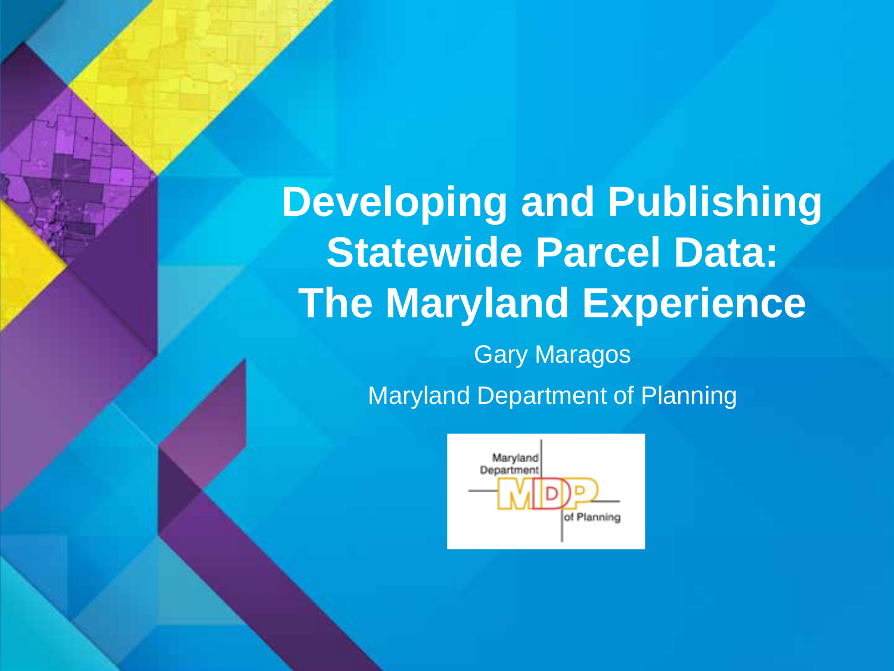# Developing and Publishing Statewide Parcel Data: The Maryland Experience

Gary Maragos

Maryland Department of Planning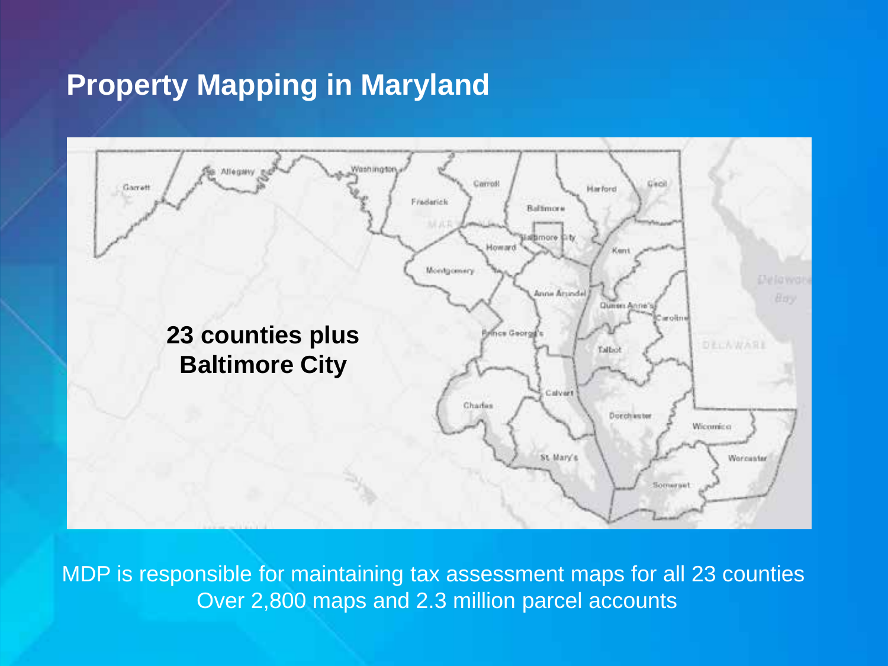## Property Mapping in Maryland

**23 counties plus Baltimore City**

MDP is responsible for maintaining tax assessment maps for all 23 counties
Over 2,800 maps and 2.3 million parcel accounts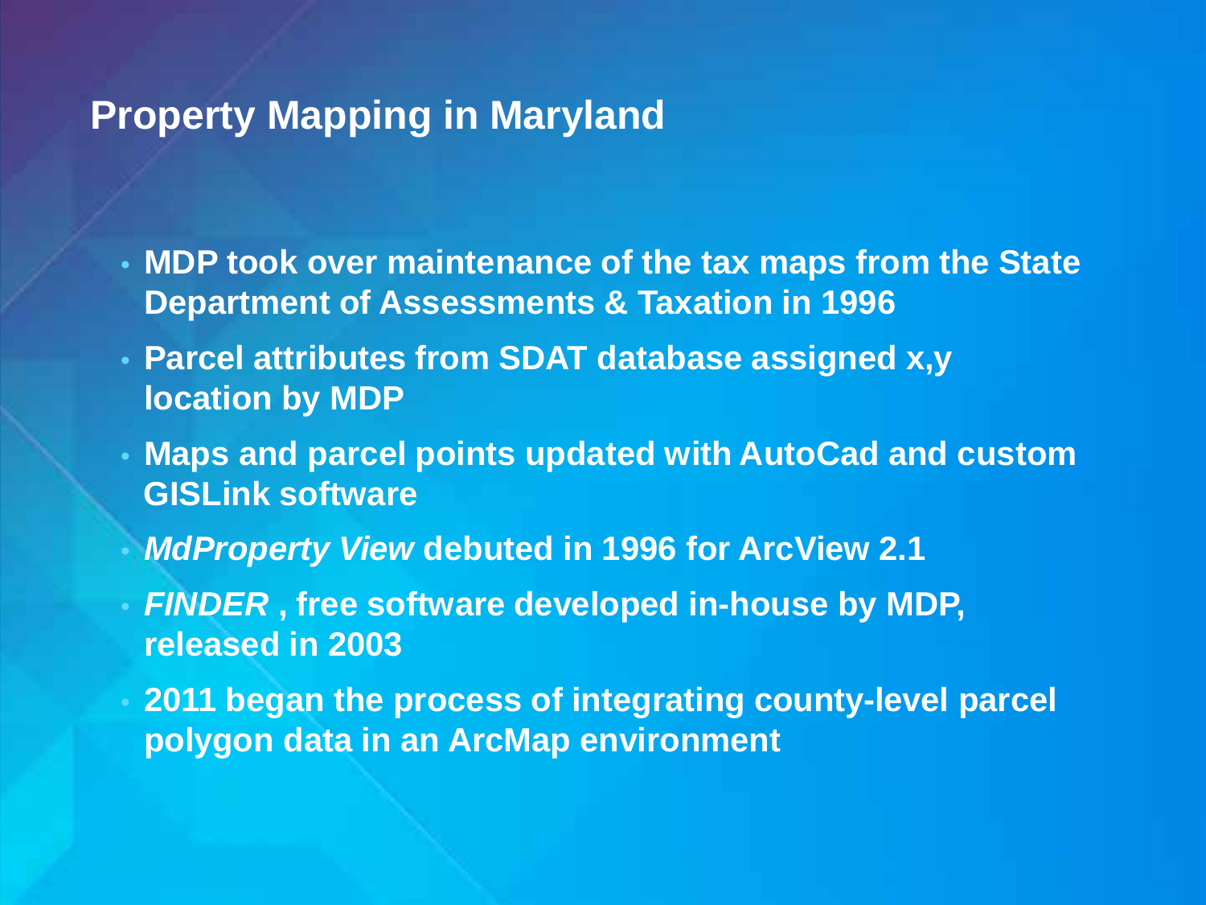## Property Mapping in Maryland

- **MDP took over maintenance of the tax maps from the State Department of Assessments & Taxation in 1996**
- **Parcel attributes from SDAT database assigned x,y location by MDP**
- **Maps and parcel points updated with AutoCad and custom GISLink software**
- ***MdProperty View* debuted in 1996 for ArcView 2.1**
- ***FINDER* , free software developed in-house by MDP, released in 2003**
- **2011 began the process of integrating county-level parcel polygon data in an ArcMap environment**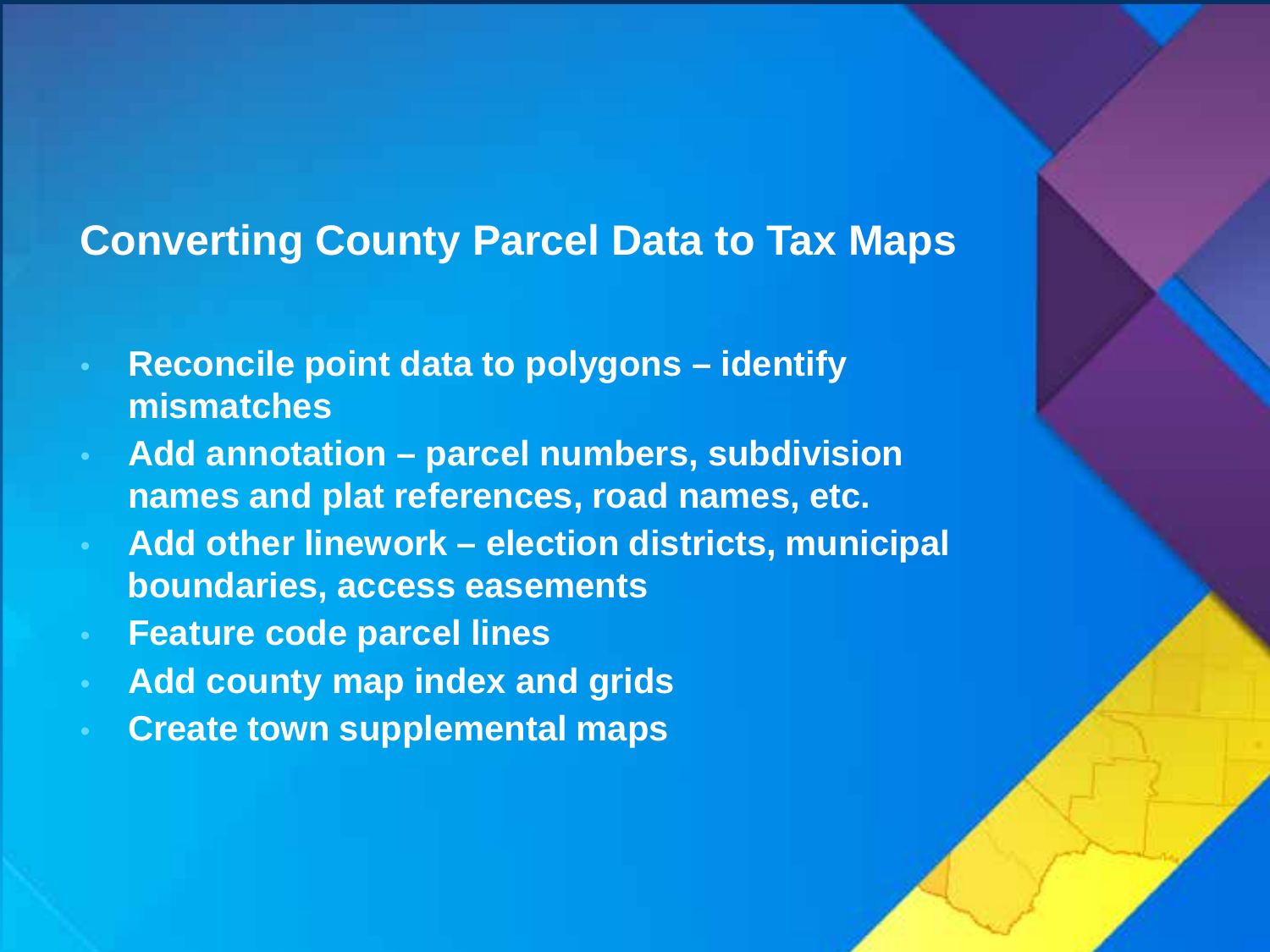## Converting County Parcel Data to Tax Maps

- Reconcile point data to polygons – identify mismatches
- Add annotation – parcel numbers, subdivision names and plat references, road names, etc.
- Add other linework – election districts, municipal boundaries, access easements
- Feature code parcel lines
- Add county map index and grids
- Create town supplemental maps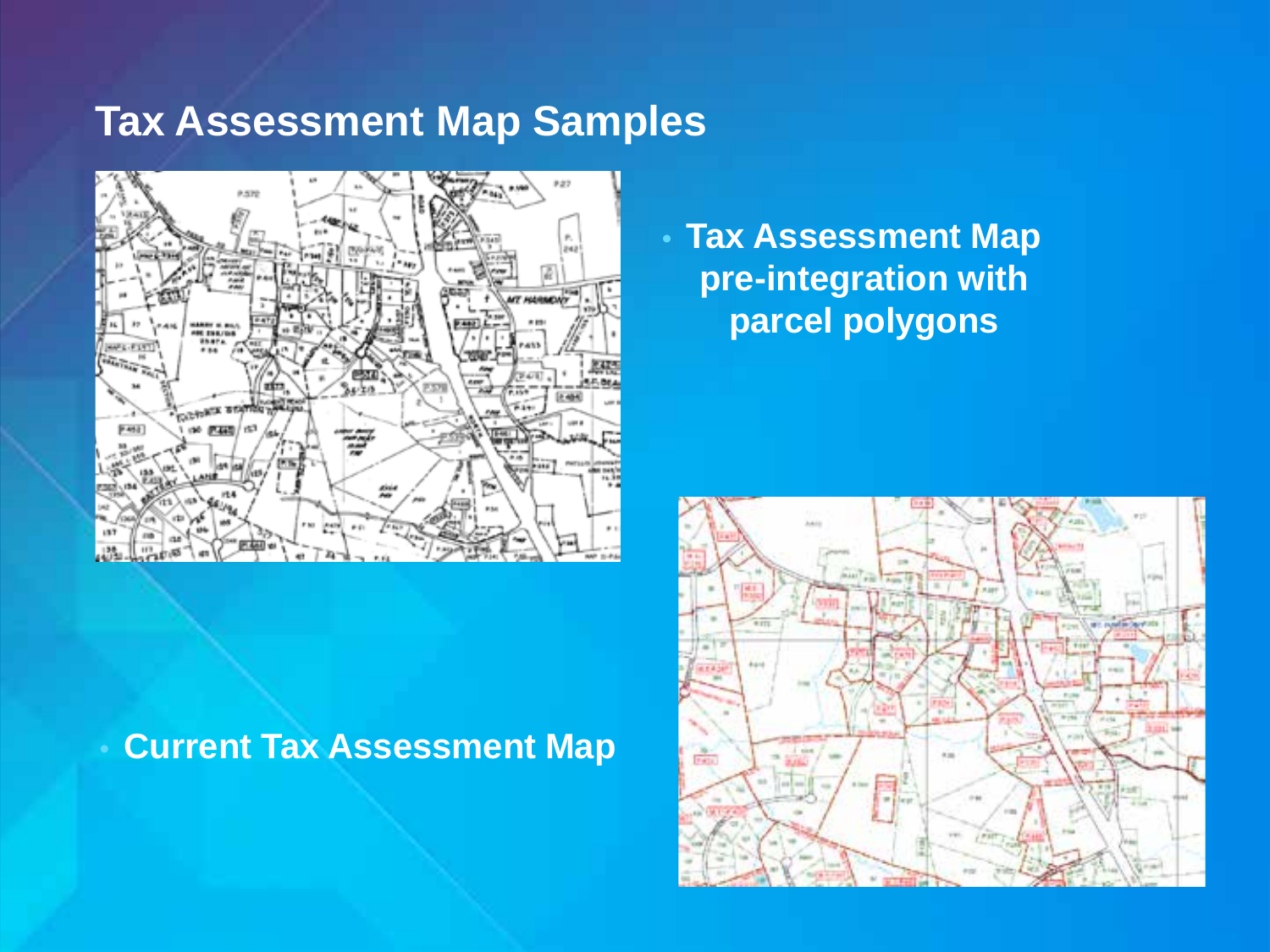## Tax Assessment Map Samples

- Tax Assessment Map pre-integration with parcel polygons

- Current Tax Assessment Map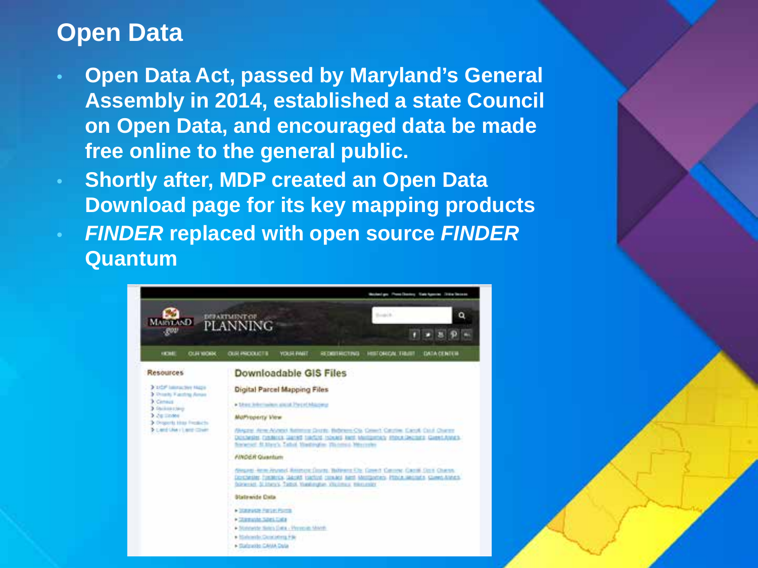# Open Data

- **Open Data Act, passed by Maryland's General Assembly in 2014, established a state Council on Open Data, and encouraged data be made free online to the general public.**
- **Shortly after, MDP created an Open Data Download page for its key mapping products**
- ***FINDER* replaced with open source *FINDER* Quantum**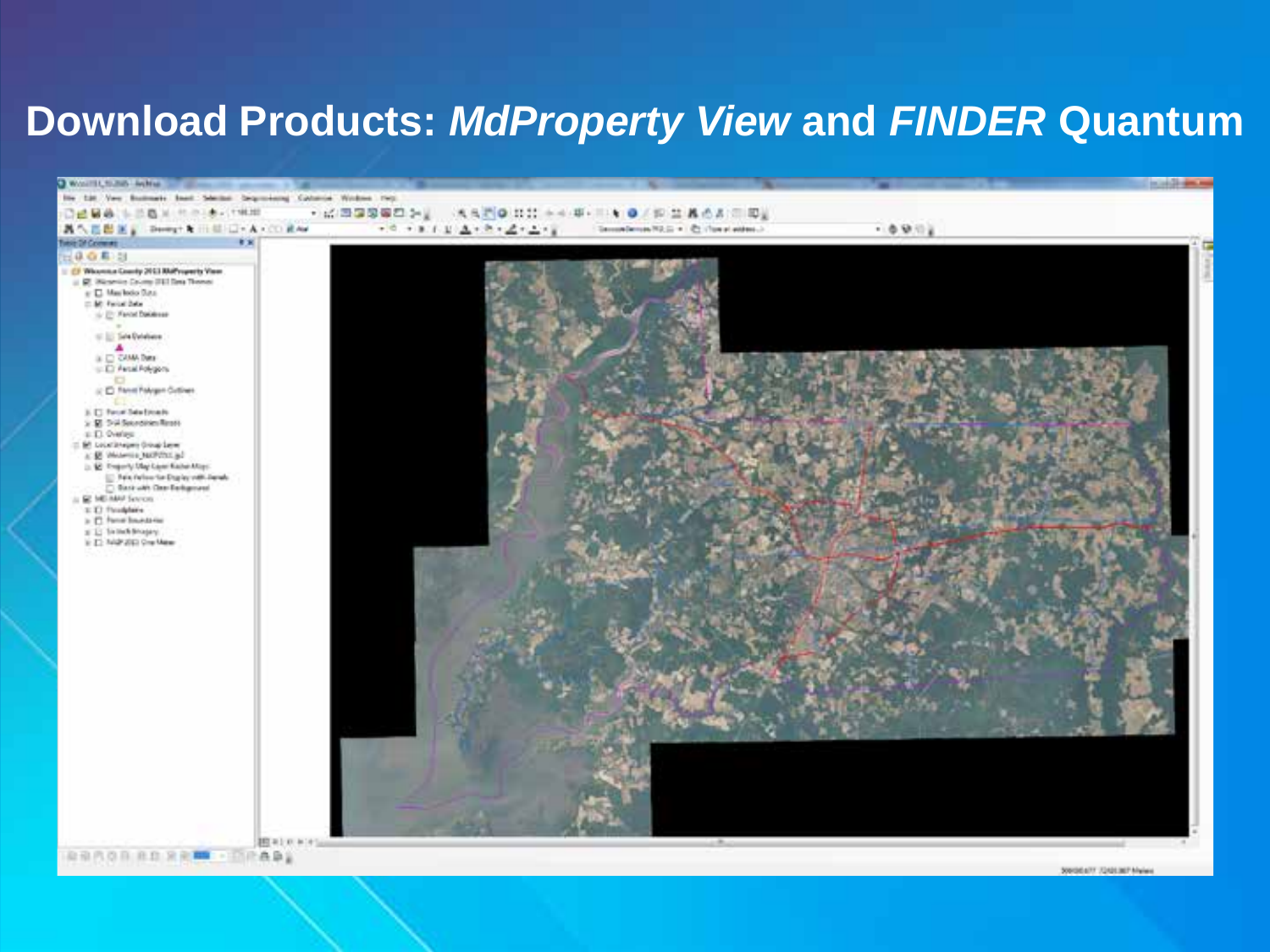# Download Products: *MdProperty View* and *FINDER* Quantum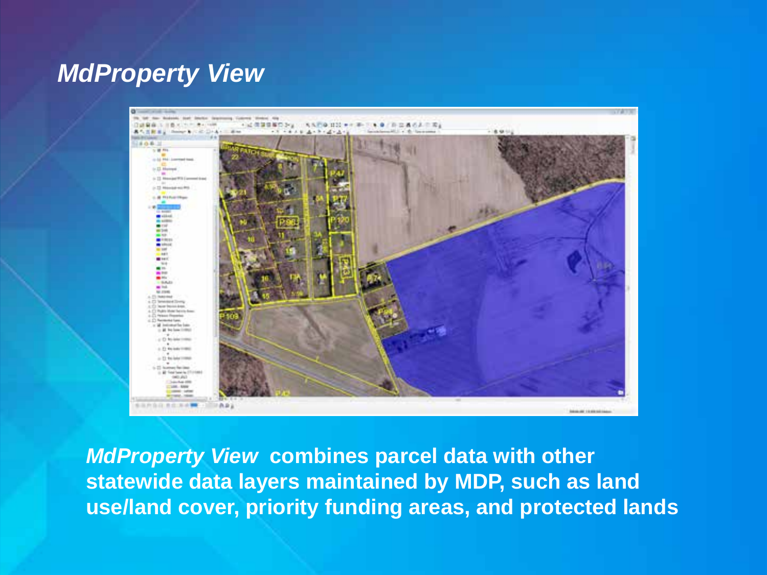# *MdProperty View*

***MdProperty View*** **combines parcel data with other statewide data layers maintained by MDP, such as land use/land cover, priority funding areas, and protected lands**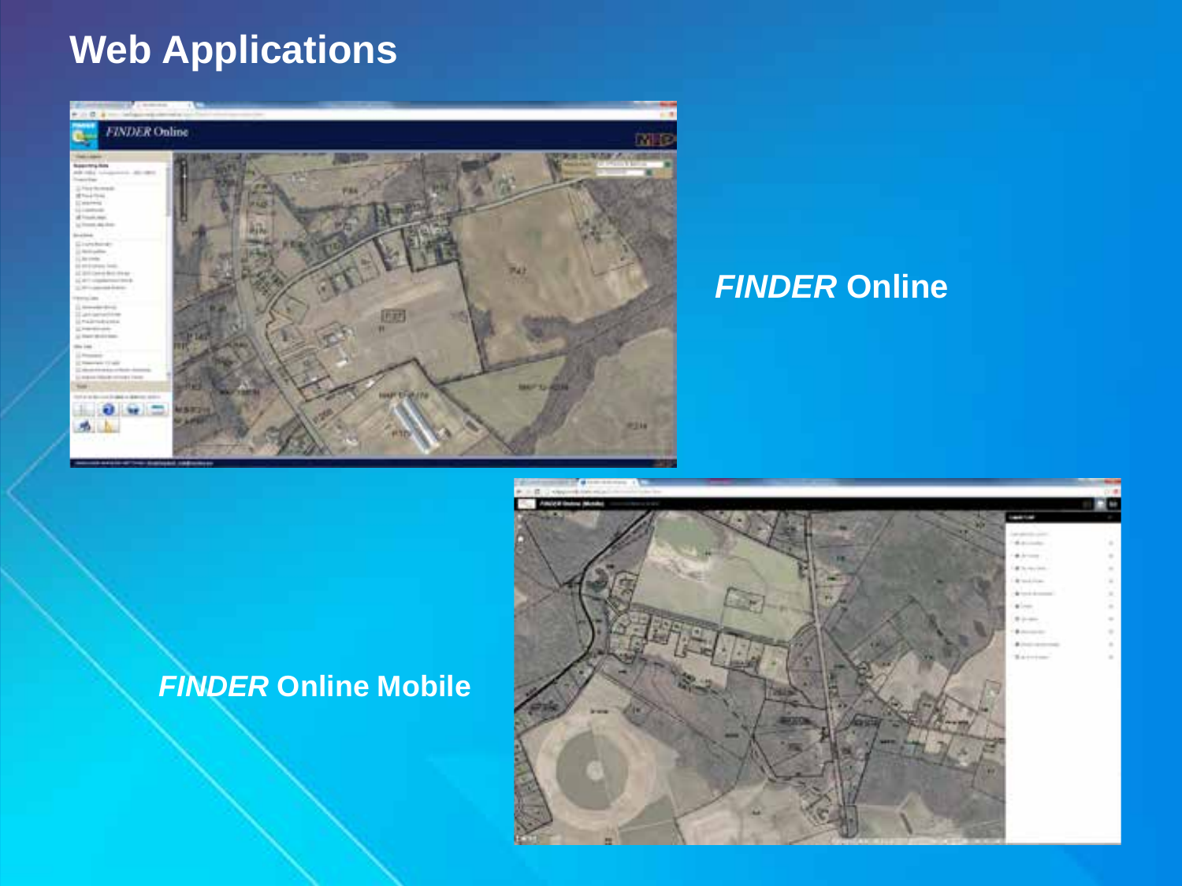# Web Applications

***FINDER*** **Online**

***FINDER*** **Online Mobile**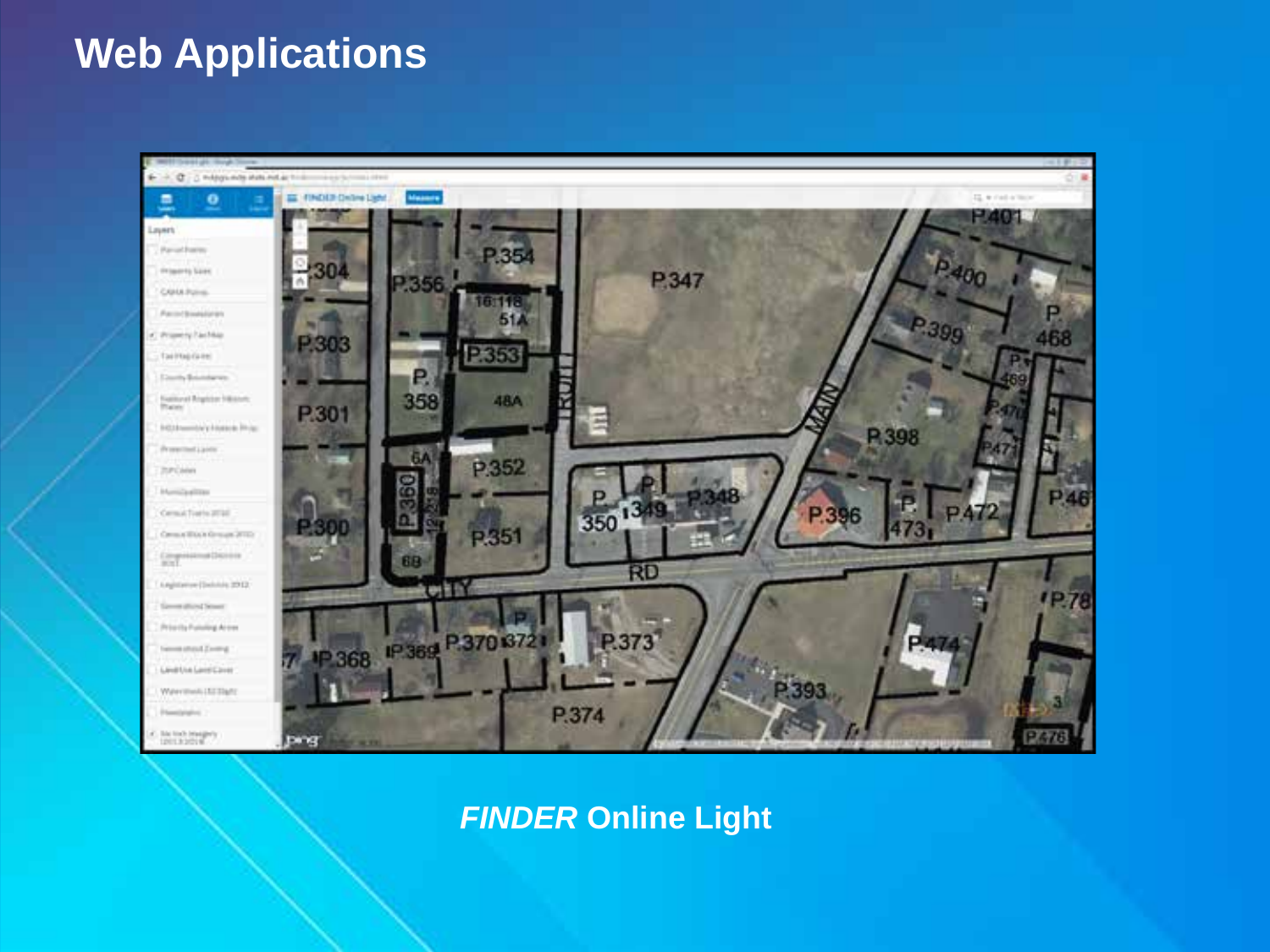# Web Applications

***FINDER*** **Online Light**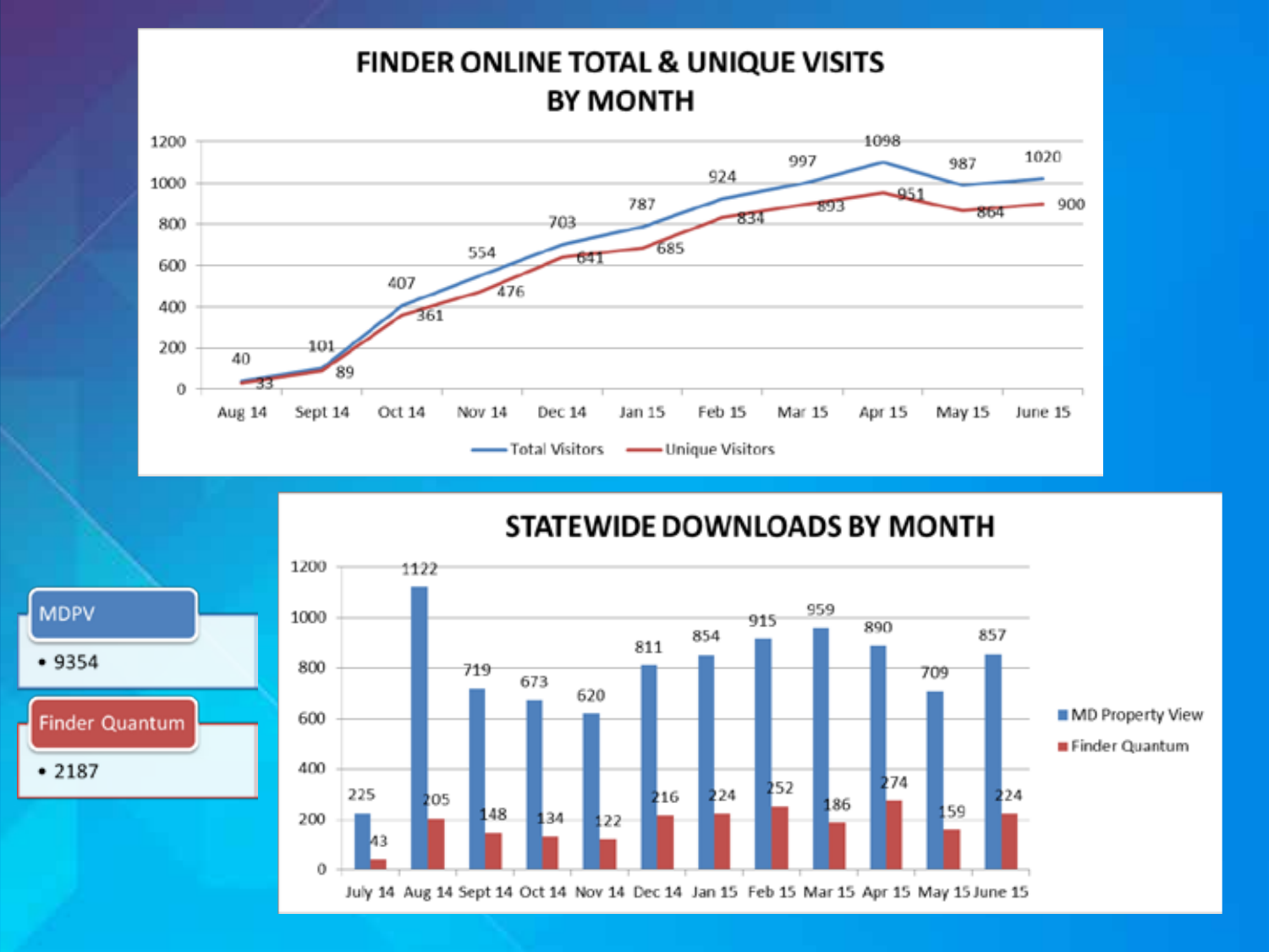## FINDER ONLINE TOTAL & UNIQUE VISITS BY MONTH

| Month | Total Visitors | Unique Visitors |
| --- | --- | --- |
| Aug 14 | 40 | 33 |
| Sept 14 | 101 | 89 |
| Oct 14 | 407 | 361 |
| Nov 14 | 554 | 476 |
| Dec 14 | 703 | 641 |
| Jan 15 | 787 | 685 |
| Feb 15 | 924 | 834 |
| Mar 15 | 997 | 893 |
| Apr 15 | 1098 | 951 |
| May 15 | 987 | 864 |
| June 15 | 1020 | 900 |

## STATEWIDE DOWNLOADS BY MONTH

| Month | MD Property View | Finder Quantum |
| --- | --- | --- |
| July 14 | 225 | 43 |
| Aug 14 | 1122 | 205 |
| Sept 14 | 719 | 148 |
| Oct 14 | 673 | 134 |
| Nov 14 | 620 | 122 |
| Dec 14 | 811 | 216 |
| Jan 15 | 854 | 224 |
| Feb 15 | 915 | 252 |
| Mar 15 | 959 | 186 |
| Apr 15 | 890 | 274 |
| May 15 | 709 | 159 |
| June 15 | 857 | 224 |

**MDPV**

- 9354

**Finder Quantum**

- 2187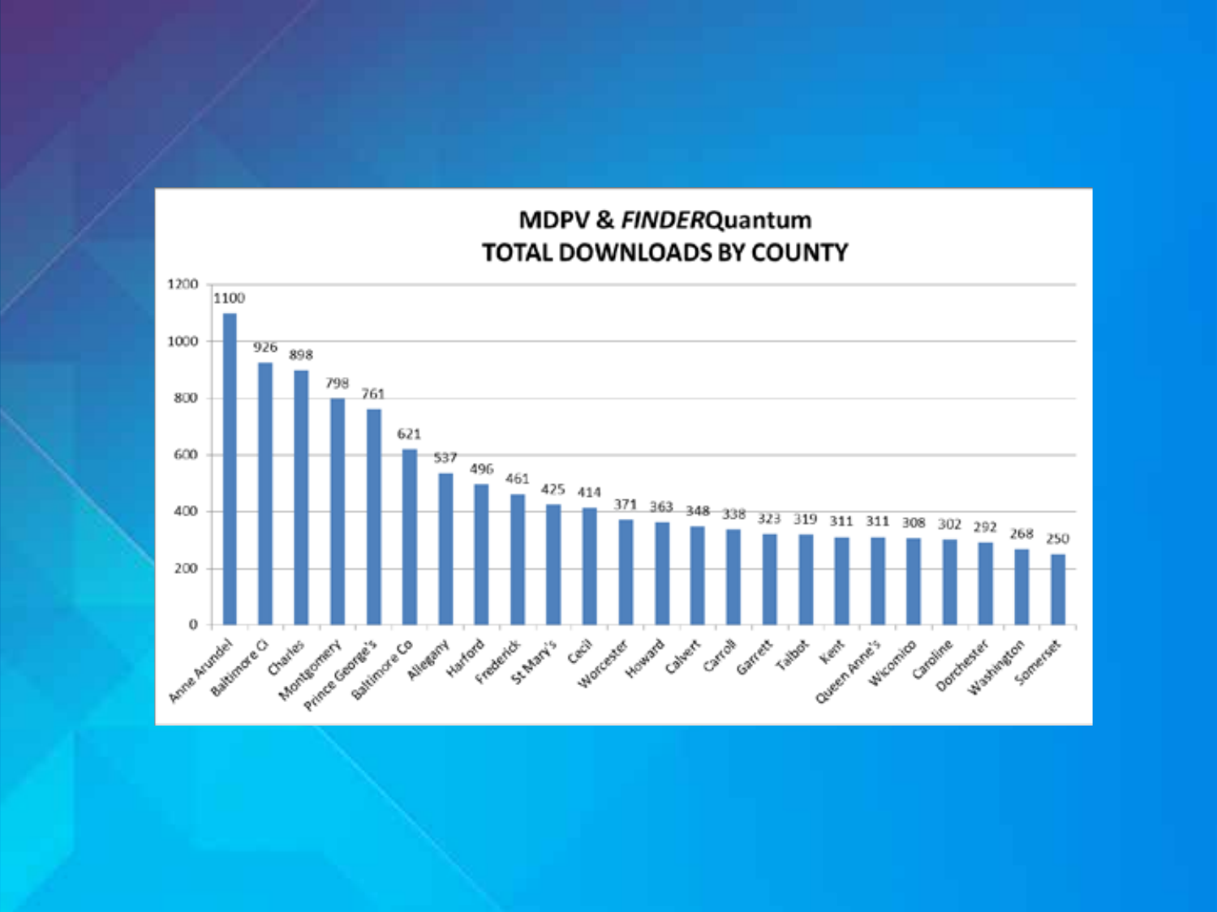## MDPV & *FINDER*Quantum
## TOTAL DOWNLOADS BY COUNTY

| County | Downloads |
|---|---|
| Anne Arundel | 1100 |
| Baltimore Ci | 926 |
| Charles | 898 |
| Montgomery | 798 |
| Prince George's | 761 |
| Baltimore Co | 621 |
| Allegany | 537 |
| Harford | 496 |
| Frederick | 461 |
| St Mary's | 425 |
| Cecil | 414 |
| Worcester | 371 |
| Howard | 363 |
| Calvert | 348 |
| Carroll | 338 |
| Garrett | 323 |
| Talbot | 319 |
| Kent | 311 |
| Queen Anne's | 311 |
| Wicomico | 308 |
| Caroline | 302 |
| Dorchester | 292 |
| Washington | 268 |
| Somerset | 250 |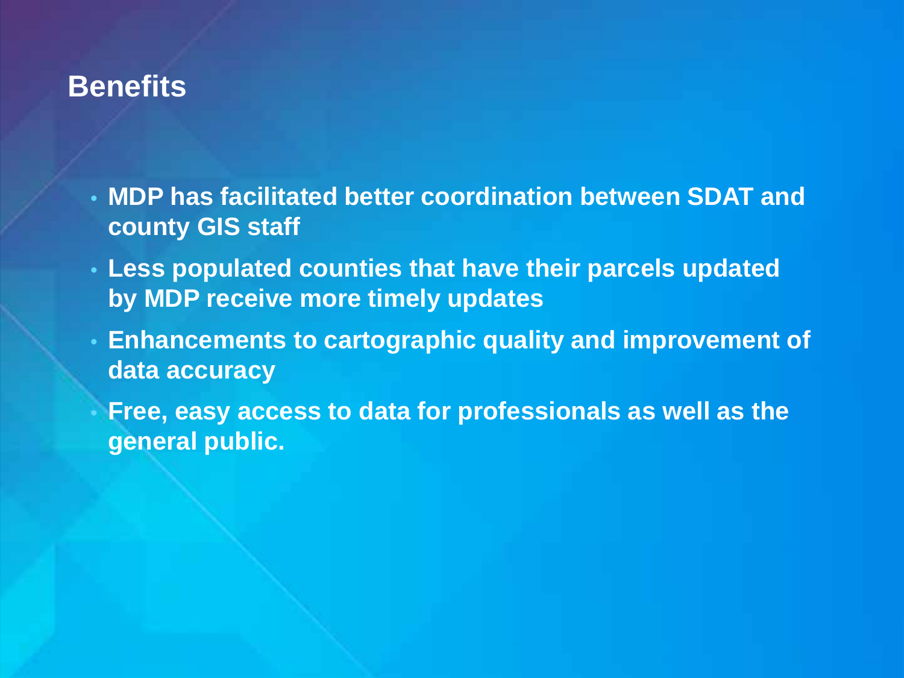## Benefits

- **MDP has facilitated better coordination between SDAT and county GIS staff**
- **Less populated counties that have their parcels updated by MDP receive more timely updates**
- **Enhancements to cartographic quality and improvement of data accuracy**
- **Free, easy access to data for professionals as well as the general public.**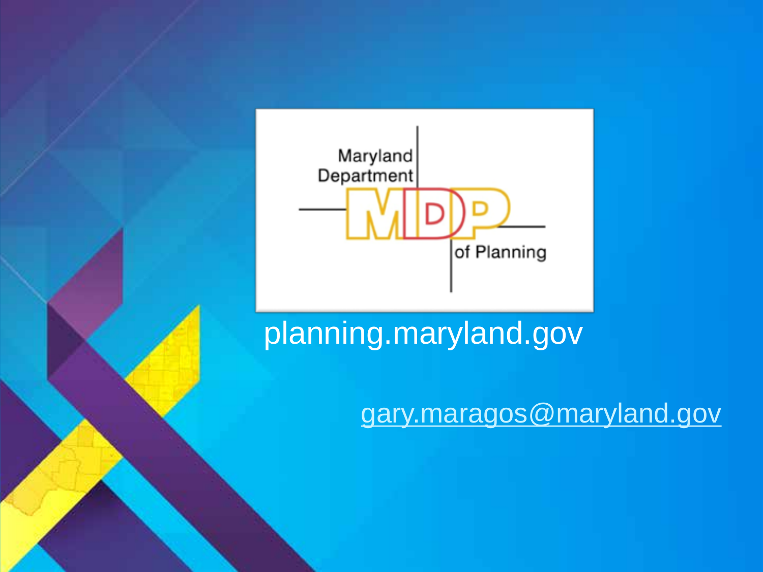Maryland Department of Planning

planning.maryland.gov

gary.maragos@maryland.gov